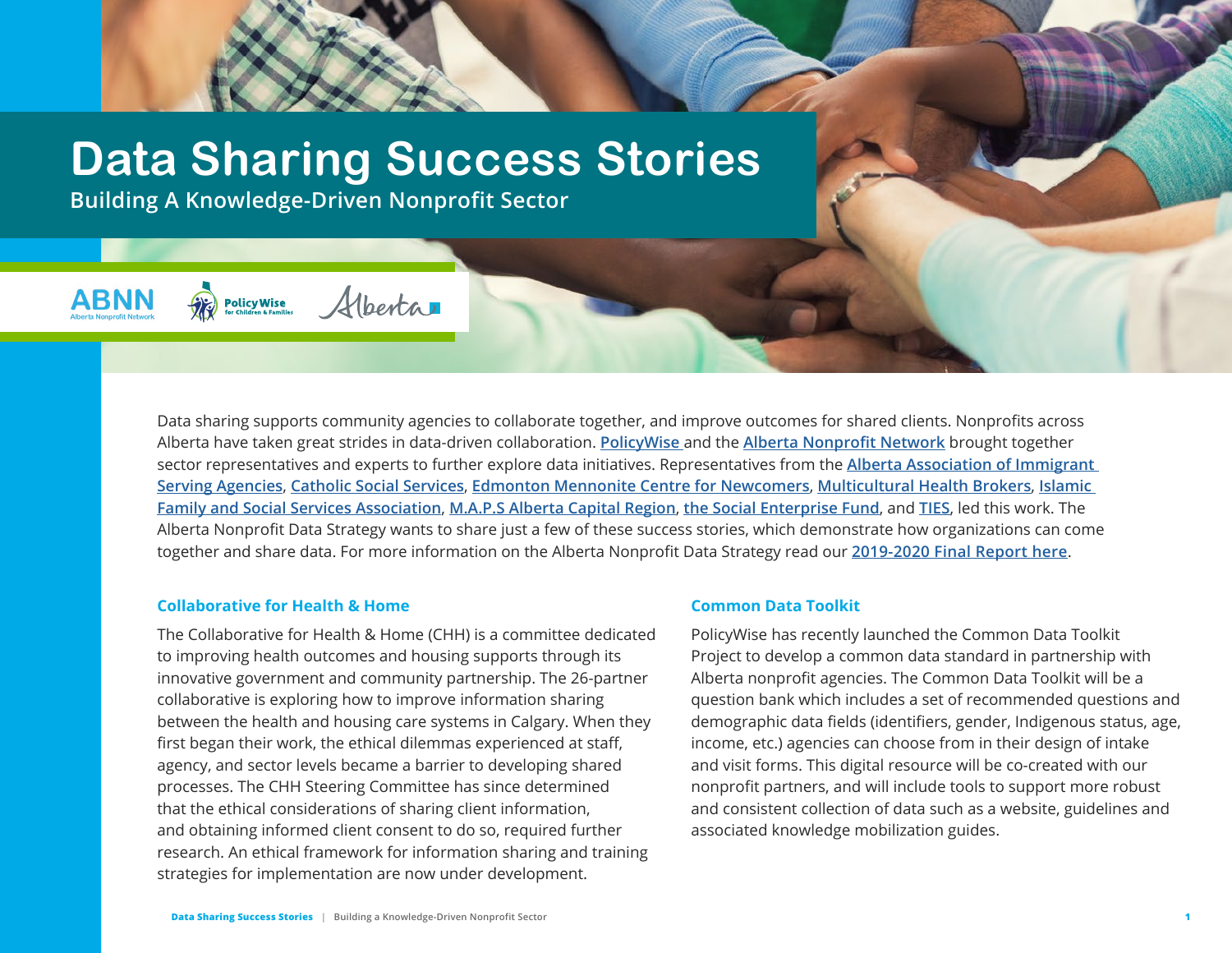# Data Sharing Success Stories

**Building A Knowledge-Driven Nonprofit Sector**

Data sharing supports community agencies to collaborate together, and improve outcomes for shared clients. Nonprofits across Alberta have taken great strides in data-driven collaboration. PolicyWise and the Alberta Nonprofit Network brought together sector representatives and experts to further explore data initiatives. Representatives from the Alberta Association of Immigrant Serving Agencies, Catholic Social Services, Edmonton Mennonite Centre for Newcomers, Multicultural Health Brokers, Islamic Family and Social Services Association, M.A.P.S Alberta Capital Region, the Social Enterprise Fund, and TIES, led this work. The Alberta Nonprofit Data Strategy wants to share just a few of these success stories, which demonstrate how organizations can come together and share data. For more information on the Alberta Nonprofit Data Strategy read our 2019-2020 Final Report here.

### Collaborative for Health & Home

The Collaborative for Health & Home (CHH) is a committee dedicated to improving health outcomes and housing supports through its innovative government and community partnership. The 26-partner collaborative is exploring how to improve information sharing between the health and housing care systems in Calgary. When they first began their work, the ethical dilemmas experienced at staff, agency, and sector levels became a barrier to developing shared processes. The CHH Steering Committee has since determined that the ethical considerations of sharing client information, and obtaining informed client consent to do so, required further research. An ethical framework for information sharing and training strategies for implementation are now under development.

### Common Data Toolkit

PolicyWise has recently launched the Common Data Toolkit Project to develop a common data standard in partnership with Alberta nonprofit agencies. The Common Data Toolkit will be a question bank which includes a set of recommended questions and demographic data fields (identifiers, gender, Indigenous status, age, income, etc.) agencies can choose from in their design of intake and visit forms. This digital resource will be co-created with our nonprofit partners, and will include tools to support more robust and consistent collection of data such as a website, guidelines and associated knowledge mobilization guides.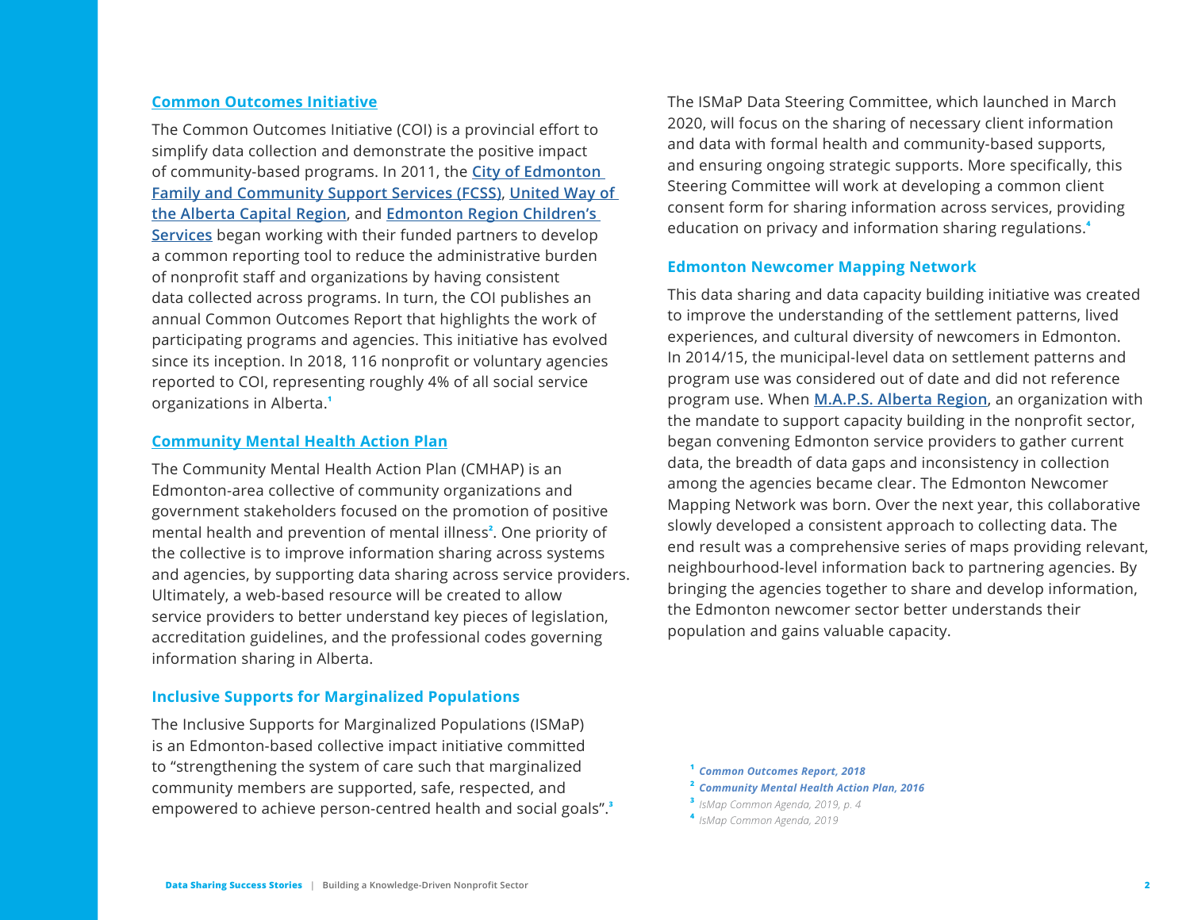## Common Outcomes Initiative

The Common Outcomes Initiative (COI) is a provincial effort to simplify data collection and demonstrate the positive impact of community-based programs. In 2011, the City of Edmonton Family and Community Support Services (FCSS), United Way of the Alberta Capital Region, and Edmonton Region Children's Services began working with their funded partners to develop a common reporting tool to reduce the administrative burden of nonprofit staff and organizations by having consistent data collected across programs. In turn, the COI publishes an annual Common Outcomes Report that highlights the work of participating programs and agencies. This initiative has evolved since its inception. In 2018, 116 nonprofit or voluntary agencies reported to COI, representing roughly 4% of all social service organizations in Alberta.[1]

## Community Mental Health Action Plan

The Community Mental Health Action Plan (CMHAP) is an Edmonton-area collective of community organizations and government stakeholders focused on the promotion of positive mental health and prevention of mental illness[2]. One priority of the collective is to improve information sharing across systems and agencies, by supporting data sharing across service providers. Ultimately, a web-based resource will be created to allow service providers to better understand key pieces of legislation, accreditation guidelines, and the professional codes governing information sharing in Alberta.

## Inclusive Supports for Marginalized Populations

The Inclusive Supports for Marginalized Populations (ISMaP) is an Edmonton-based collective impact initiative committed to "strengthening the system of care such that marginalized community members are supported, safe, respected, and empowered to achieve person-centred health and social goals".[3]

The ISMaP Data Steering Committee, which launched in March 2020, will focus on the sharing of necessary client information and data with formal health and community-based supports, and ensuring ongoing strategic supports. More specifically, this Steering Committee will work at developing a common client consent form for sharing information across services, providing education on privacy and information sharing regulations.[4]

## Edmonton Newcomer Mapping Network

This data sharing and data capacity building initiative was created to improve the understanding of the settlement patterns, lived experiences, and cultural diversity of newcomers in Edmonton. In 2014/15, the municipal-level data on settlement patterns and program use was considered out of date and did not reference program use. When M.A.P.S. Alberta Region, an organization with the mandate to support capacity building in the nonprofit sector, began convening Edmonton service providers to gather current data, the breadth of data gaps and inconsistency in collection among the agencies became clear. The Edmonton Newcomer Mapping Network was born. Over the next year, this collaborative slowly developed a consistent approach to collecting data. The end result was a comprehensive series of maps providing relevant, neighbourhood-level information back to partnering agencies. By bringing the agencies together to share and develop information, the Edmonton newcomer sector better understands their population and gains valuable capacity.

[1] *Common Outcomes Report, 2018*
[2] *Community Mental Health Action Plan, 2016*
[3] *IsMap Common Agenda, 2019, p. 4*
[4] *IsMap Common Agenda, 2019*